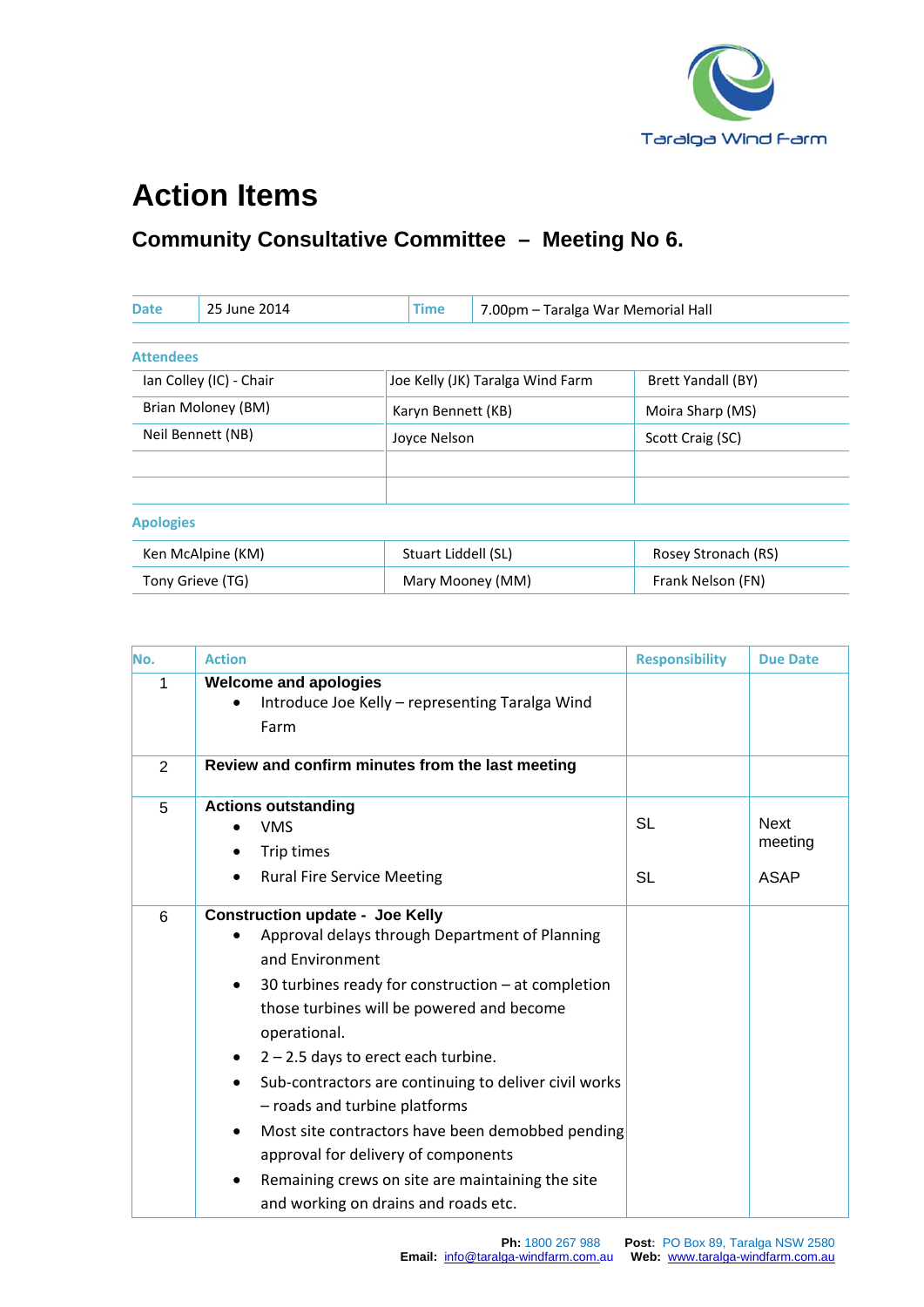Taralga Wind Farm

# Action Items

## Community Consultative Committee – Meeting No 6.

| Date | 25 June 2014 | Time | 7.00pm – Taralga War Memorial Hall |
|---|---|---|---|

**Attendees**

| | | |
|---|---|---|
| Ian Colley (IC) - Chair | Joe Kelly (JK) Taralga Wind Farm | Brett Yandall (BY) |
| Brian Moloney (BM) | Karyn Bennett (KB) | Moira Sharp (MS) |
| Neil Bennett (NB) | Joyce Nelson | Scott Craig (SC) |
| | | |
| | | |

**Apologies**

| | | |
|---|---|---|
| Ken McAlpine (KM) | Stuart Liddell (SL) | Rosey Stronach (RS) |
| Tony Grieve (TG) | Mary Mooney (MM) | Frank Nelson (FN) |

| No. | Action | Responsibility | Due Date |
|---|---|---|---|
| 1 | **Welcome and apologies**<br>• Introduce Joe Kelly – representing Taralga Wind Farm | | |
| 2 | **Review and confirm minutes from the last meeting** | | |
| 5 | **Actions outstanding**<br>• VMS<br>• Trip times<br>• Rural Fire Service Meeting | SL<br><br>SL | Next meeting<br><br>ASAP |
| 6 | **Construction update - Joe Kelly**<br>• Approval delays through Department of Planning and Environment<br>• 30 turbines ready for construction – at completion those turbines will be powered and become operational.<br>• 2 – 2.5 days to erect each turbine.<br>• Sub-contractors are continuing to deliver civil works – roads and turbine platforms<br>• Most site contractors have been demobbed pending approval for delivery of components<br>• Remaining crews on site are maintaining the site and working on drains and roads etc. | | |

**Ph:** 1800 267 988 **Post**: PO Box 89, Taralga NSW 2580
**Email:** info@taralga-windfarm.com.au **Web:** www.taralga-windfarm.com.au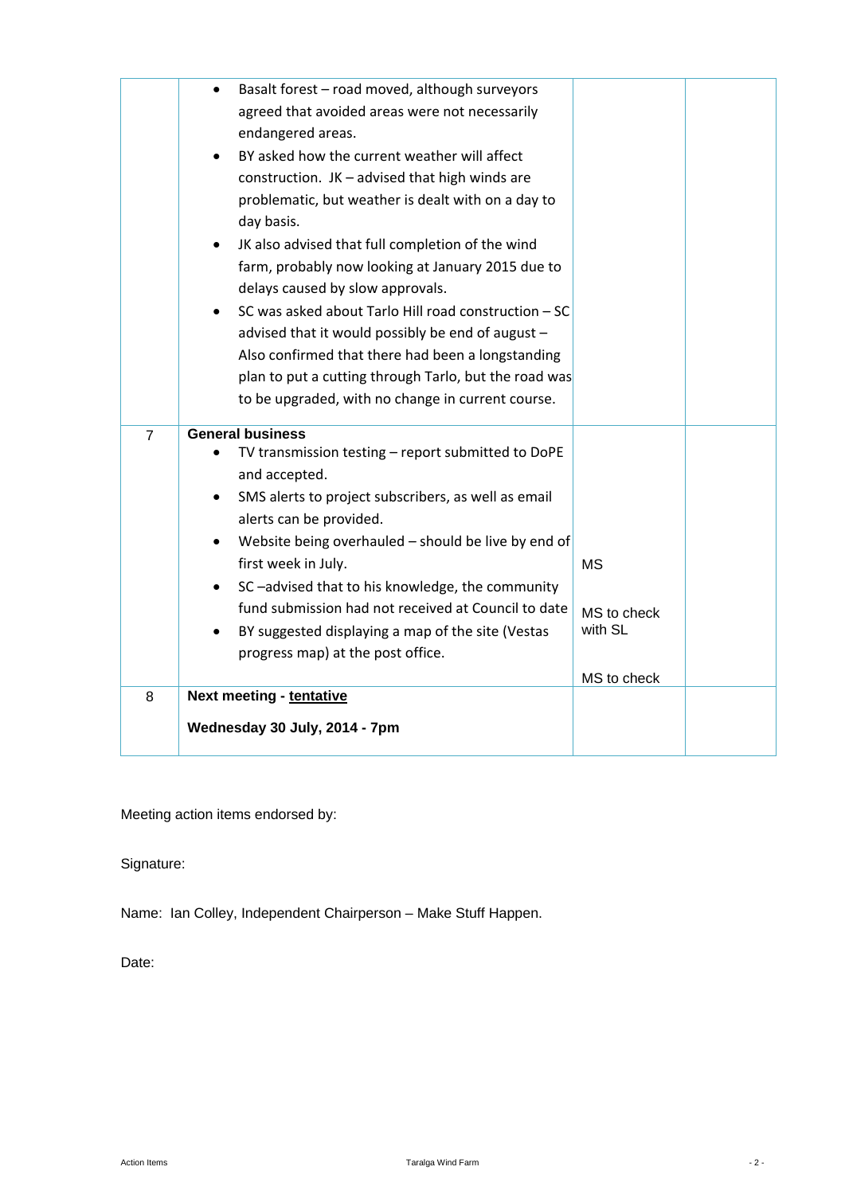| | | | |
|---|---|---|---|
| | • Basalt forest – road moved, although surveyors agreed that avoided areas were not necessarily endangered areas.<br>• BY asked how the current weather will affect construction. JK – advised that high winds are problematic, but weather is dealt with on a day to day basis.<br>• JK also advised that full completion of the wind farm, probably now looking at January 2015 due to delays caused by slow approvals.<br>• SC was asked about Tarlo Hill road construction – SC advised that it would possibly be end of august – Also confirmed that there had been a longstanding plan to put a cutting through Tarlo, but the road was to be upgraded, with no change in current course. | | |
| 7 | **General business**<br>• TV transmission testing – report submitted to DoPE and accepted.<br>• SMS alerts to project subscribers, as well as email alerts can be provided.<br>• Website being overhauled – should be live by end of first week in July.<br>• SC –advised that to his knowledge, the community fund submission had not received at Council to date<br>• BY suggested displaying a map of the site (Vestas progress map) at the post office. | MS<br><br>MS to check with SL<br><br>MS to check | |
| 8 | **Next meeting - <u>tentative</u>**<br><br>**Wednesday 30 July, 2014 - 7pm** | | |

Meeting action items endorsed by:

Signature:

Name: Ian Colley, Independent Chairperson – Make Stuff Happen.

Date: